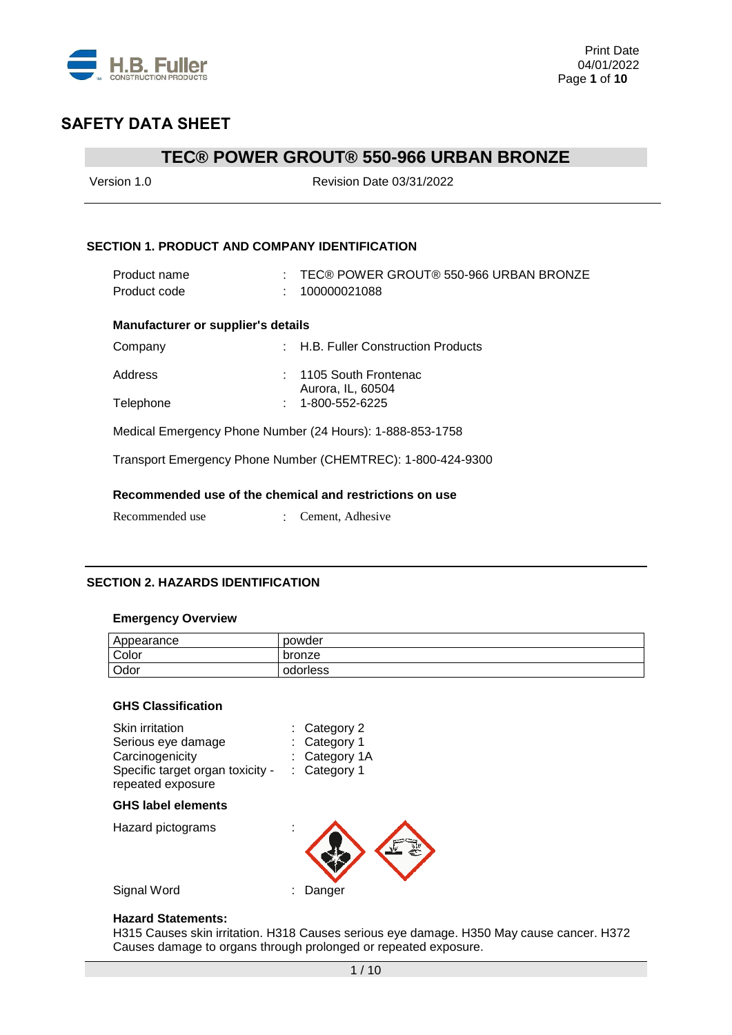# SAFETY DATA SHEET

## TEC® POWER GROUT® 550-966 URBAN BRONZE

Version 1.0 Revision Date 03/31/2022

### SECTION 1. PRODUCT AND COMPANY IDENTIFICATION

Product name : TEC® POWER GROUT® 550-966 URBAN BRONZE
Product code : 100000021088

**Manufacturer or supplier's details**

Company : H.B. Fuller Construction Products

Address : 1105 South Frontenac
Aurora, IL, 60504

Telephone : 1-800-552-6225

Medical Emergency Phone Number (24 Hours): 1-888-853-1758

Transport Emergency Phone Number (CHEMTREC): 1-800-424-9300

**Recommended use of the chemical and restrictions on use**

Recommended use : Cement, Adhesive

### SECTION 2. HAZARDS IDENTIFICATION

**Emergency Overview**

| Appearance | powder |
|---|---|
| Color | bronze |
| Odor | odorless |

**GHS Classification**

Skin irritation : Category 2
Serious eye damage : Category 1
Carcinogenicity : Category 1A
Specific target organ toxicity - repeated exposure : Category 1

**GHS label elements**

Hazard pictograms :

Signal Word : Danger

**Hazard Statements:**
H315 Causes skin irritation. H318 Causes serious eye damage. H350 May cause cancer. H372 Causes damage to organs through prolonged or repeated exposure.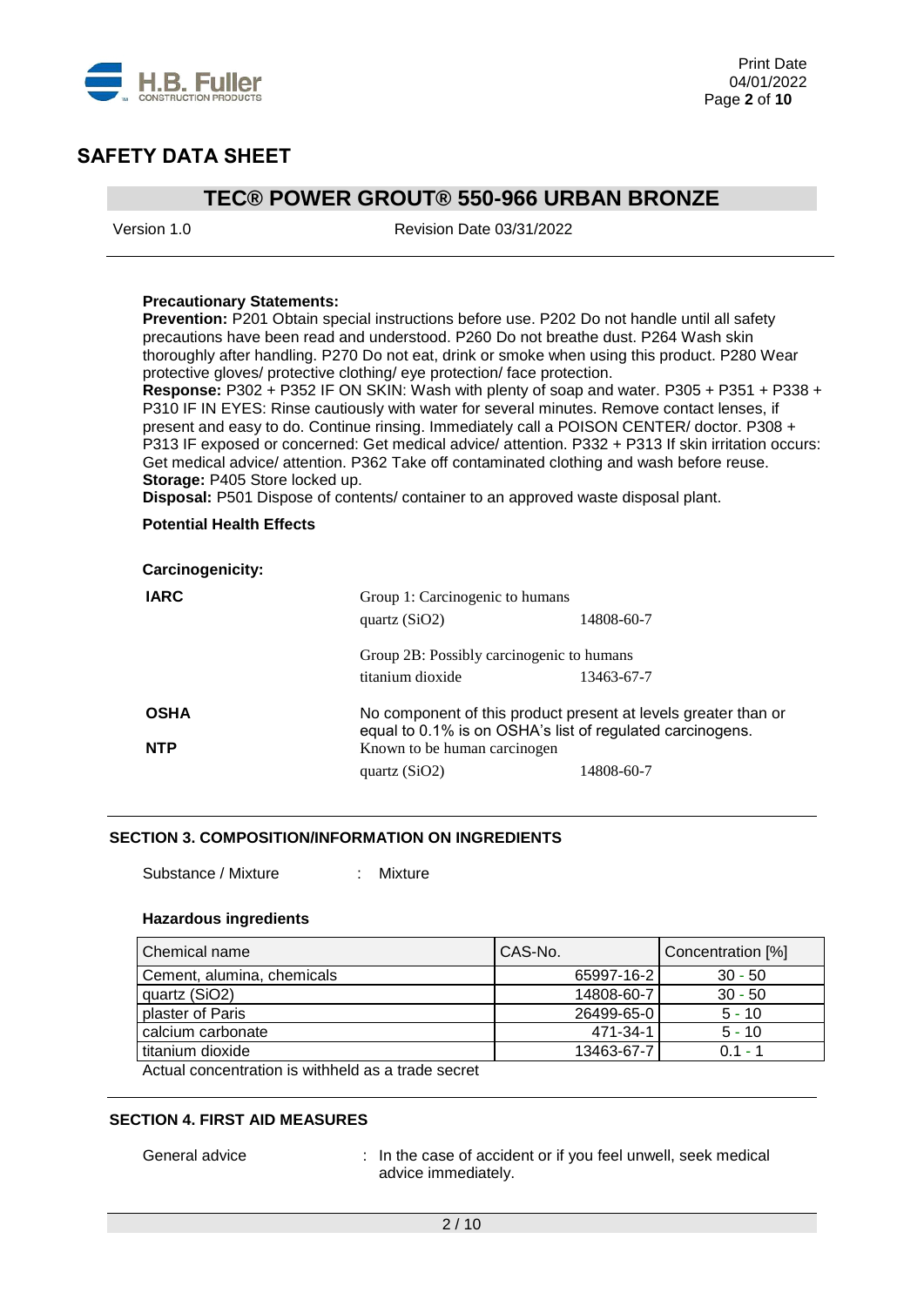# SAFETY DATA SHEET

## TEC® POWER GROUT® 550-966 URBAN BRONZE

Version 1.0 Revision Date 03/31/2022

**Precautionary Statements:**

**Prevention:** P201 Obtain special instructions before use. P202 Do not handle until all safety precautions have been read and understood. P260 Do not breathe dust. P264 Wash skin thoroughly after handling. P270 Do not eat, drink or smoke when using this product. P280 Wear protective gloves/ protective clothing/ eye protection/ face protection.

**Response:** P302 + P352 IF ON SKIN: Wash with plenty of soap and water. P305 + P351 + P338 + P310 IF IN EYES: Rinse cautiously with water for several minutes. Remove contact lenses, if present and easy to do. Continue rinsing. Immediately call a POISON CENTER/ doctor. P308 + P313 IF exposed or concerned: Get medical advice/ attention. P332 + P313 If skin irritation occurs: Get medical advice/ attention. P362 Take off contaminated clothing and wash before reuse.

**Storage:** P405 Store locked up.

**Disposal:** P501 Dispose of contents/ container to an approved waste disposal plant.

**Potential Health Effects**

**Carcinogenicity:**

**IARC**

Group 1: Carcinogenic to humans

quartz ($SiO_2$) 14808-60-7

Group 2B: Possibly carcinogenic to humans

titanium dioxide 13463-67-7

**OSHA**

No component of this product present at levels greater than or equal to 0.1% is on OSHA's list of regulated carcinogens.

**NTP**

Known to be human carcinogen

quartz ($SiO_2$) 14808-60-7

### SECTION 3. COMPOSITION/INFORMATION ON INGREDIENTS

Substance / Mixture : Mixture

**Hazardous ingredients**

| Chemical name | CAS-No. | Concentration [%] |
|---|---|---|
| Cement, alumina, chemicals | 65997-16-2 | 30 - 50 |
| quartz (SiO2) | 14808-60-7 | 30 - 50 |
| plaster of Paris | 26499-65-0 | 5 - 10 |
| calcium carbonate | 471-34-1 | 5 - 10 |
| titanium dioxide | 13463-67-7 | 0.1 - 1 |

Actual concentration is withheld as a trade secret

### SECTION 4. FIRST AID MEASURES

General advice : In the case of accident or if you feel unwell, seek medical advice immediately.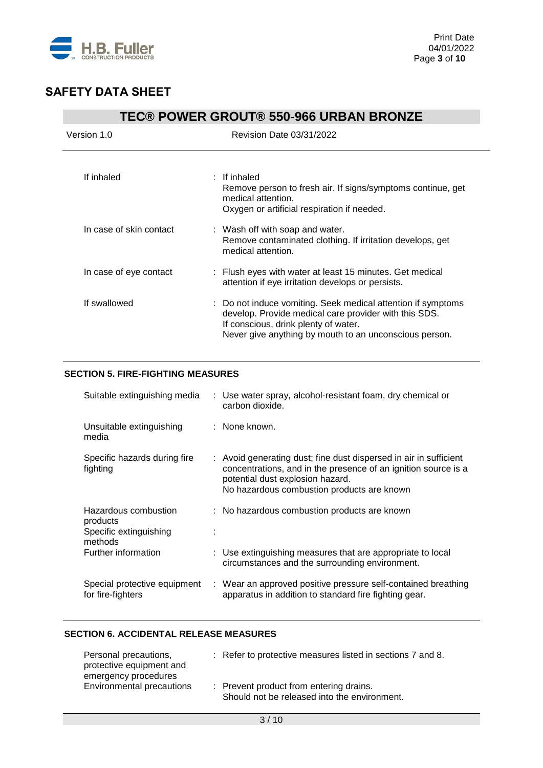## SAFETY DATA SHEET

## TEC® POWER GROUT® 550-966 URBAN BRONZE

Version 1.0 Revision Date 03/31/2022

| | |
|---|---|
| If inhaled | : If inhaled<br>Remove person to fresh air. If signs/symptoms continue, get medical attention.<br>Oxygen or artificial respiration if needed. |
| In case of skin contact | : Wash off with soap and water.<br>Remove contaminated clothing. If irritation develops, get medical attention. |
| In case of eye contact | : Flush eyes with water at least 15 minutes. Get medical attention if eye irritation develops or persists. |
| If swallowed | : Do not induce vomiting. Seek medical attention if symptoms develop. Provide medical care provider with this SDS.<br>If conscious, drink plenty of water.<br>Never give anything by mouth to an unconscious person. |

### SECTION 5. FIRE-FIGHTING MEASURES

| | |
|---|---|
| Suitable extinguishing media | : Use water spray, alcohol-resistant foam, dry chemical or carbon dioxide. |
| Unsuitable extinguishing media | : None known. |
| Specific hazards during fire fighting | : Avoid generating dust; fine dust dispersed in air in sufficient concentrations, and in the presence of an ignition source is a potential dust explosion hazard.<br>No hazardous combustion products are known |
| Hazardous combustion products | : No hazardous combustion products are known |
| Specific extinguishing methods | : |
| Further information | : Use extinguishing measures that are appropriate to local circumstances and the surrounding environment. |
| Special protective equipment for fire-fighters | : Wear an approved positive pressure self-contained breathing apparatus in addition to standard fire fighting gear. |

### SECTION 6. ACCIDENTAL RELEASE MEASURES

| | |
|---|---|
| Personal precautions, protective equipment and emergency procedures | : Refer to protective measures listed in sections 7 and 8. |
| Environmental precautions | : Prevent product from entering drains.<br>Should not be released into the environment. |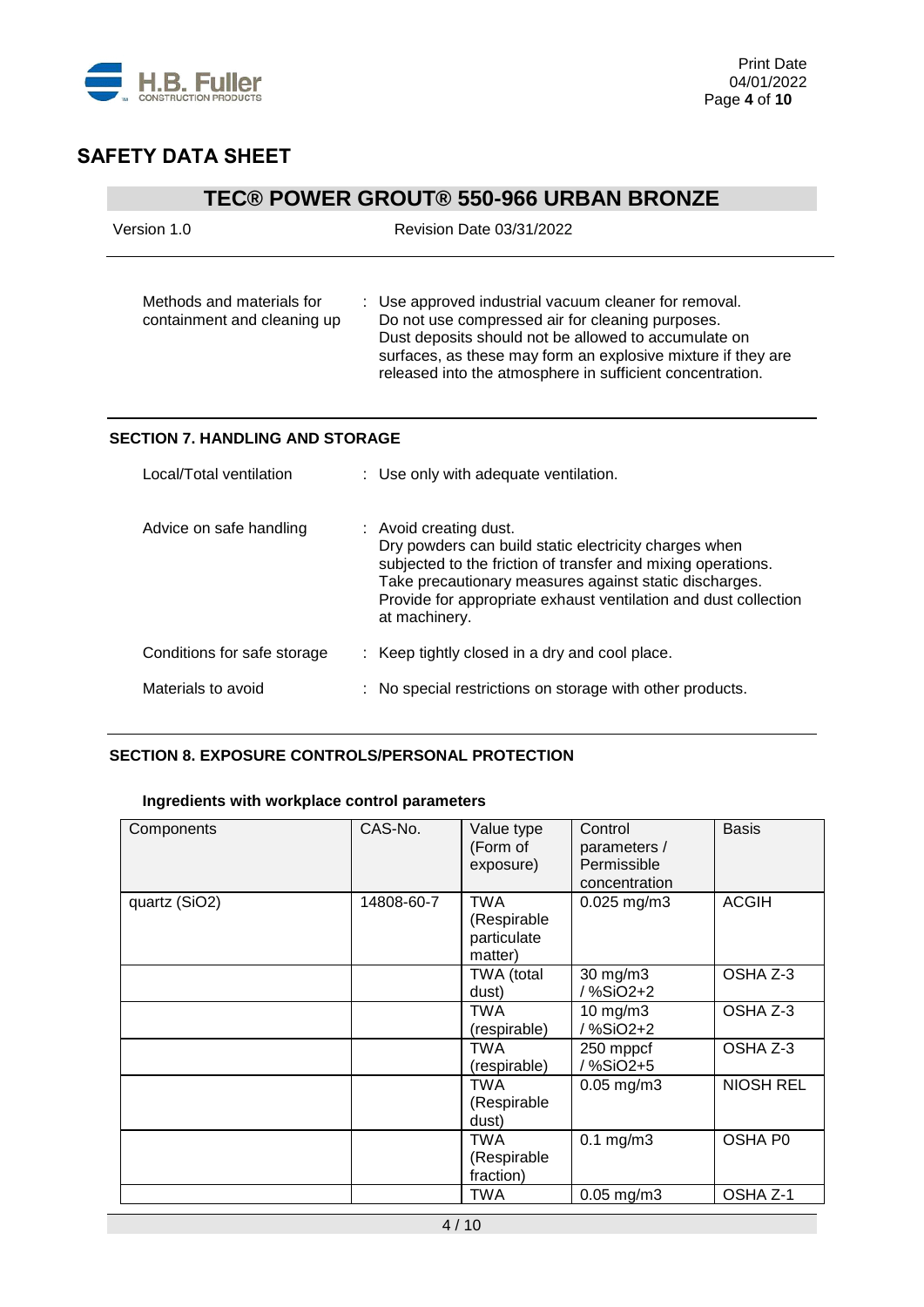| | |
|---|---|
| Methods and materials for containment and cleaning up | : Use approved industrial vacuum cleaner for removal. Do not use compressed air for cleaning purposes. Dust deposits should not be allowed to accumulate on surfaces, as these may form an explosive mixture if they are released into the atmosphere in sufficient concentration. |

## SECTION 7. HANDLING AND STORAGE

| | |
|---|---|
| Local/Total ventilation | : Use only with adequate ventilation. |
| Advice on safe handling | : Avoid creating dust. Dry powders can build static electricity charges when subjected to the friction of transfer and mixing operations. Take precautionary measures against static discharges. Provide for appropriate exhaust ventilation and dust collection at machinery. |
| Conditions for safe storage | : Keep tightly closed in a dry and cool place. |
| Materials to avoid | : No special restrictions on storage with other products. |

## SECTION 8. EXPOSURE CONTROLS/PERSONAL PROTECTION

### Ingredients with workplace control parameters

| Components | CAS-No. | Value type (Form of exposure) | Control parameters / Permissible concentration | Basis |
|---|---|---|---|---|
| quartz ($SiO_2$) | 14808-60-7 | TWA (Respirable particulate matter) | 0.025 mg/m3 | ACGIH |
| | | TWA (total dust) | 30 mg/m3 / %SiO2+2 | OSHA Z-3 |
| | | TWA (respirable) | 10 mg/m3 / %SiO2+2 | OSHA Z-3 |
| | | TWA (respirable) | 250 mppcf / %SiO2+5 | OSHA Z-3 |
| | | TWA (Respirable dust) | 0.05 mg/m3 | NIOSH REL |
| | | TWA (Respirable fraction) | 0.1 mg/m3 | OSHA P0 |
| | | TWA | 0.05 mg/m3 | OSHA Z-1 |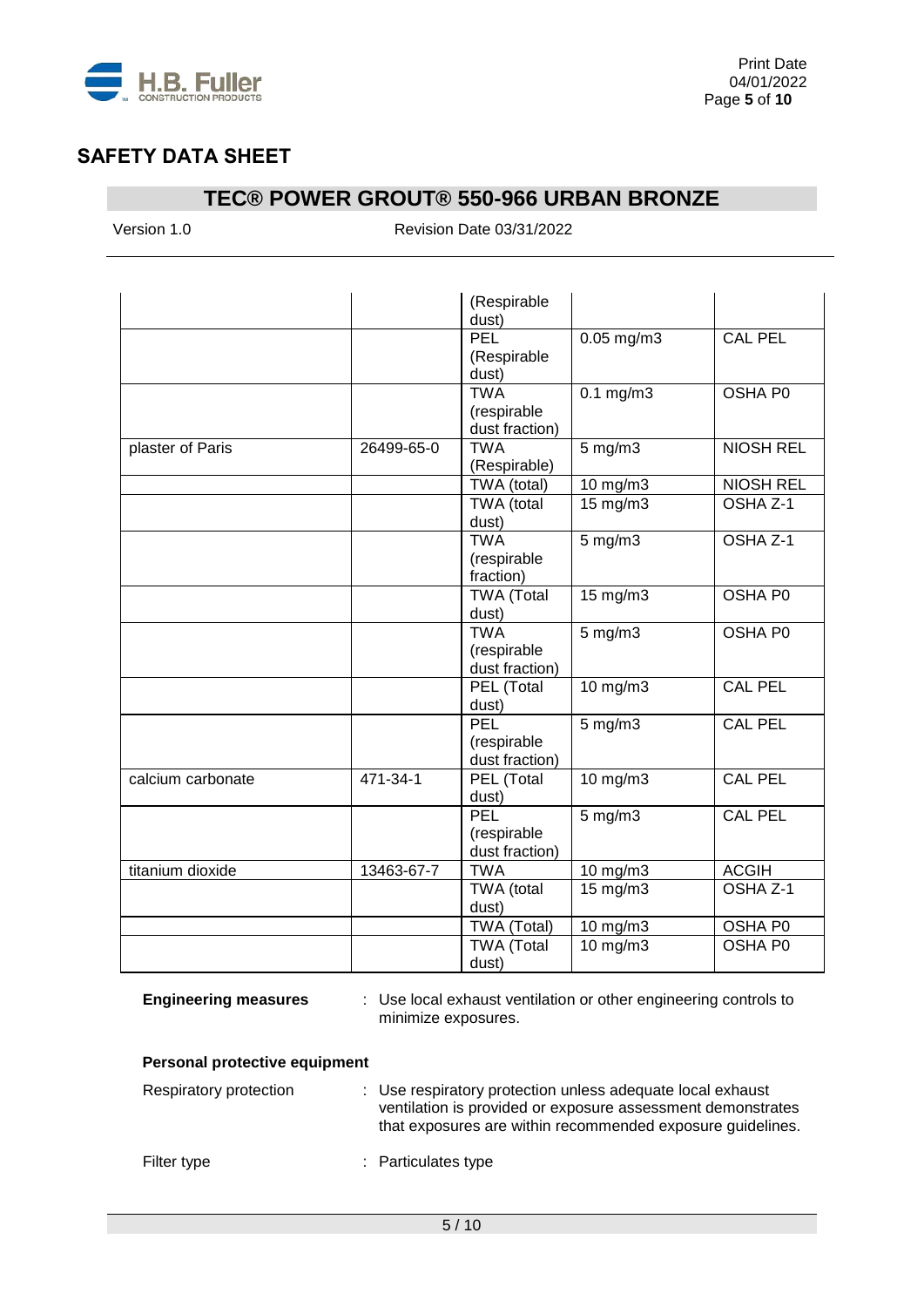# SAFETY DATA SHEET

## TEC® POWER GROUT® 550-966 URBAN BRONZE

Version 1.0 Revision Date 03/31/2022

| | | | | |
|---|---|---|---|---|
| | | (Respirable dust) | | |
| | | PEL (Respirable dust) | 0.05 mg/m3 | CAL PEL |
| | | TWA (respirable dust fraction) | 0.1 mg/m3 | OSHA P0 |
| plaster of Paris | 26499-65-0 | TWA (Respirable) | 5 mg/m3 | NIOSH REL |
| | | TWA (total) | 10 mg/m3 | NIOSH REL |
| | | TWA (total dust) | 15 mg/m3 | OSHA Z-1 |
| | | TWA (respirable fraction) | 5 mg/m3 | OSHA Z-1 |
| | | TWA (Total dust) | 15 mg/m3 | OSHA P0 |
| | | TWA (respirable dust fraction) | 5 mg/m3 | OSHA P0 |
| | | PEL (Total dust) | 10 mg/m3 | CAL PEL |
| | | PEL (respirable dust fraction) | 5 mg/m3 | CAL PEL |
| calcium carbonate | 471-34-1 | PEL (Total dust) | 10 mg/m3 | CAL PEL |
| | | PEL (respirable dust fraction) | 5 mg/m3 | CAL PEL |
| titanium dioxide | 13463-67-7 | TWA | 10 mg/m3 | ACGIH |
| | | TWA (total dust) | 15 mg/m3 | OSHA Z-1 |
| | | TWA (Total) | 10 mg/m3 | OSHA P0 |
| | | TWA (Total dust) | 10 mg/m3 | OSHA P0 |

**Engineering measures** : Use local exhaust ventilation or other engineering controls to minimize exposures.

**Personal protective equipment**

Respiratory protection : Use respiratory protection unless adequate local exhaust ventilation is provided or exposure assessment demonstrates that exposures are within recommended exposure guidelines.

Filter type : Particulates type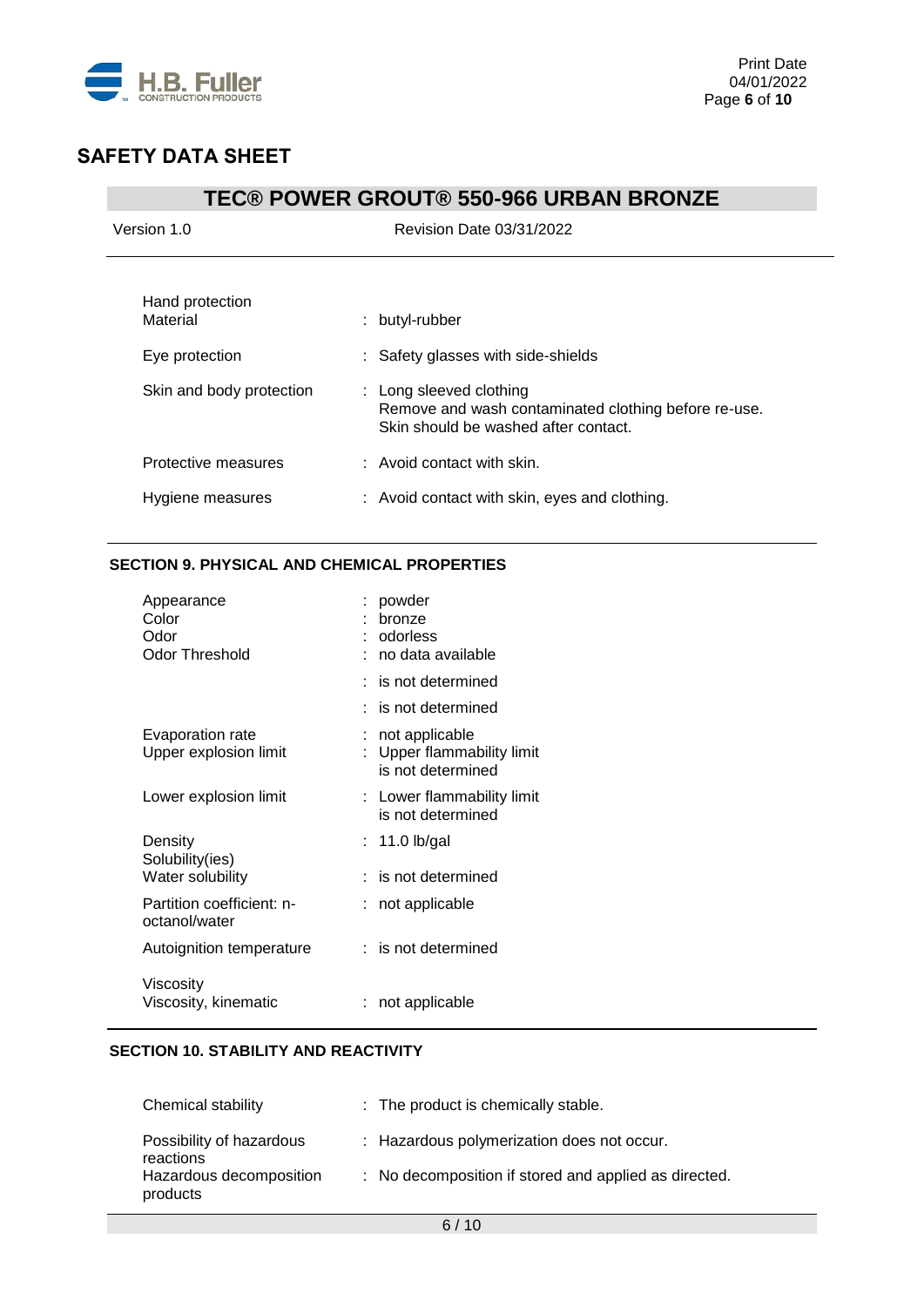## SAFETY DATA SHEET

## TEC® POWER GROUT® 550-966 URBAN BRONZE

Version 1.0 Revision Date 03/31/2022

| | |
|---|---|
| Hand protection<br>Material | : butyl-rubber |
| Eye protection | : Safety glasses with side-shields |
| Skin and body protection | : Long sleeved clothing<br>Remove and wash contaminated clothing before re-use.<br>Skin should be washed after contact. |
| Protective measures | : Avoid contact with skin. |
| Hygiene measures | : Avoid contact with skin, eyes and clothing. |

### SECTION 9. PHYSICAL AND CHEMICAL PROPERTIES

| | |
|---|---|
| Appearance | : powder |
| Color | : bronze |
| Odor | : odorless |
| Odor Threshold | : no data available |
| | : is not determined |
| | : is not determined |
| Evaporation rate | : not applicable |
| Upper explosion limit | : Upper flammability limit<br>is not determined |
| Lower explosion limit | : Lower flammability limit<br>is not determined |
| Density | : 11.0 lb/gal |
| Solubility(ies)<br>Water solubility | : is not determined |
| Partition coefficient: n-octanol/water | : not applicable |
| Autoignition temperature | : is not determined |
| Viscosity<br>Viscosity, kinematic | : not applicable |

### SECTION 10. STABILITY AND REACTIVITY

| | |
|---|---|
| Chemical stability | : The product is chemically stable. |
| Possibility of hazardous reactions | : Hazardous polymerization does not occur. |
| Hazardous decomposition products | : No decomposition if stored and applied as directed. |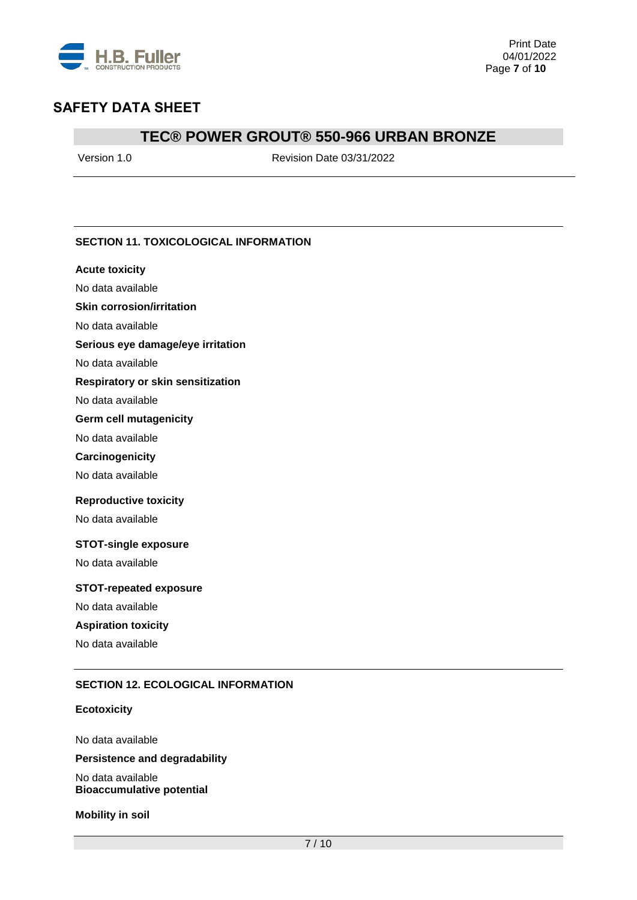## SECTION 11. TOXICOLOGICAL INFORMATION

**Acute toxicity**

No data available

**Skin corrosion/irritation**

No data available

**Serious eye damage/eye irritation**

No data available

**Respiratory or skin sensitization**

No data available

**Germ cell mutagenicity**

No data available

**Carcinogenicity**

No data available

**Reproductive toxicity**

No data available

**STOT-single exposure**

No data available

**STOT-repeated exposure**

No data available

**Aspiration toxicity**

No data available

## SECTION 12. ECOLOGICAL INFORMATION

**Ecotoxicity**

No data available

**Persistence and degradability**

No data available

**Bioaccumulative potential**

**Mobility in soil**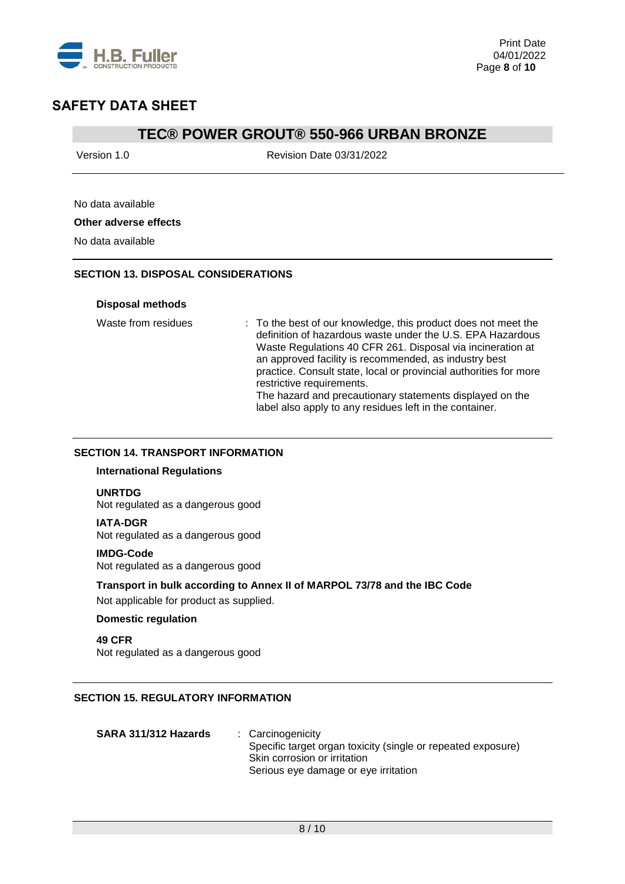No data available

**Other adverse effects**

No data available

## SECTION 13. DISPOSAL CONSIDERATIONS

**Disposal methods**

Waste from residues : To the best of our knowledge, this product does not meet the definition of hazardous waste under the U.S. EPA Hazardous Waste Regulations 40 CFR 261. Disposal via incineration at an approved facility is recommended, as industry best practice. Consult state, local or provincial authorities for more restrictive requirements.
The hazard and precautionary statements displayed on the label also apply to any residues left in the container.

## SECTION 14. TRANSPORT INFORMATION

**International Regulations**

**UNRTDG**
Not regulated as a dangerous good

**IATA-DGR**
Not regulated as a dangerous good

**IMDG-Code**
Not regulated as a dangerous good

**Transport in bulk according to Annex II of MARPOL 73/78 and the IBC Code**

Not applicable for product as supplied.

**Domestic regulation**

**49 CFR**
Not regulated as a dangerous good

## SECTION 15. REGULATORY INFORMATION

**SARA 311/312 Hazards** : Carcinogenicity
Specific target organ toxicity (single or repeated exposure)
Skin corrosion or irritation
Serious eye damage or eye irritation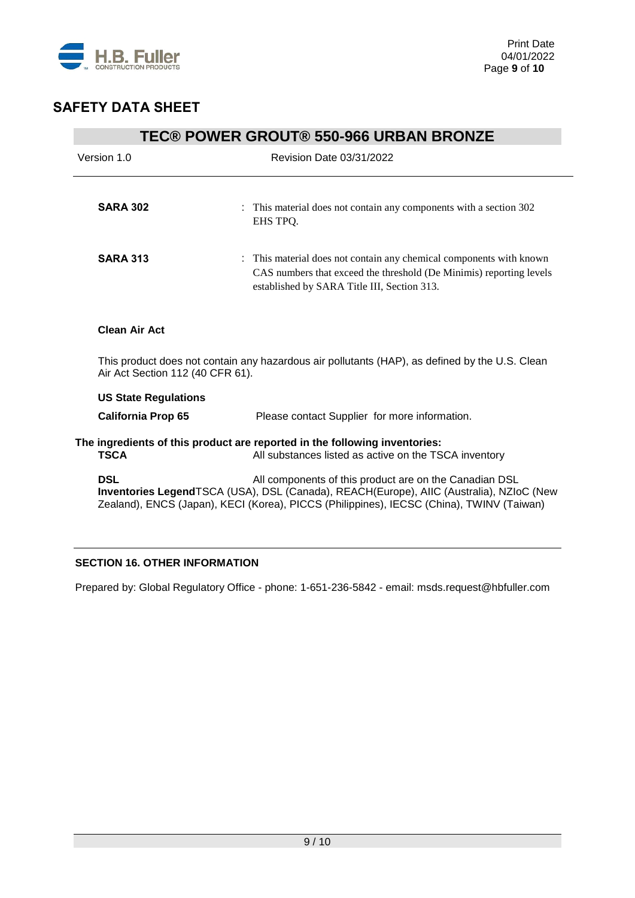**SARA 302** : This material does not contain any components with a section 302 EHS TPQ.

**SARA 313** : This material does not contain any chemical components with known CAS numbers that exceed the threshold (De Minimis) reporting levels established by SARA Title III, Section 313.

**Clean Air Act**

This product does not contain any hazardous air pollutants (HAP), as defined by the U.S. Clean Air Act Section 112 (40 CFR 61).

**US State Regulations**

**California Prop 65** Please contact Supplier for more information.

**The ingredients of this product are reported in the following inventories:**

**TSCA** All substances listed as active on the TSCA inventory

**DSL** All components of this product are on the Canadian DSL

**Inventories Legend**TSCA (USA), DSL (Canada), REACH(Europe), AIIC (Australia), NZIoC (New Zealand), ENCS (Japan), KECI (Korea), PICCS (Philippines), IECSC (China), TWINV (Taiwan)

## SECTION 16. OTHER INFORMATION

Prepared by: Global Regulatory Office - phone: 1-651-236-5842 - email: msds.request@hbfuller.com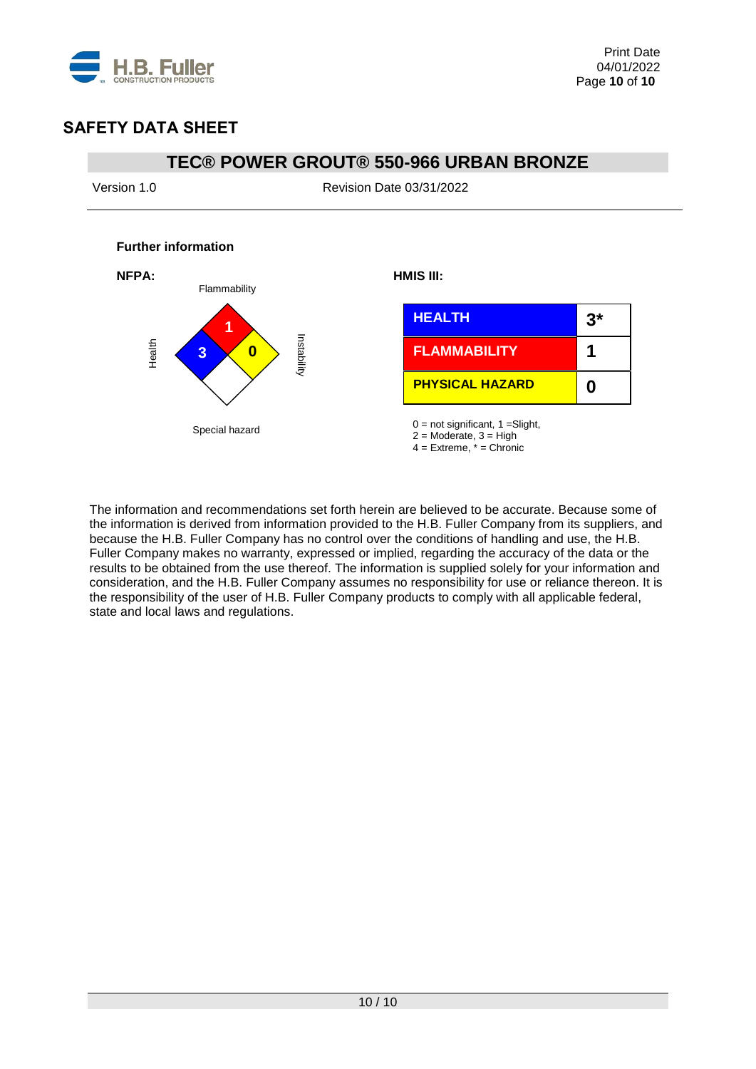## SAFETY DATA SHEET

### TEC® POWER GROUT® 550-966 URBAN BRONZE

Version 1.0 Revision Date 03/31/2022

---

**Further information**

**NFPA:**

Flammability

Health

Instability

Special hazard

1

3

0

**HMIS III:**

| | |
|---|---|
| HEALTH | 3* |
| FLAMMABILITY | 1 |
| PHYSICAL HAZARD | 0 |

0 = not significant, 1 =Slight,
2 = Moderate, 3 = High
4 = Extreme, * = Chronic

The information and recommendations set forth herein are believed to be accurate. Because some of the information is derived from information provided to the H.B. Fuller Company from its suppliers, and because the H.B. Fuller Company has no control over the conditions of handling and use, the H.B. Fuller Company makes no warranty, expressed or implied, regarding the accuracy of the data or the results to be obtained from the use thereof. The information is supplied solely for your information and consideration, and the H.B. Fuller Company assumes no responsibility for use or reliance thereon. It is the responsibility of the user of H.B. Fuller Company products to comply with all applicable federal, state and local laws and regulations.